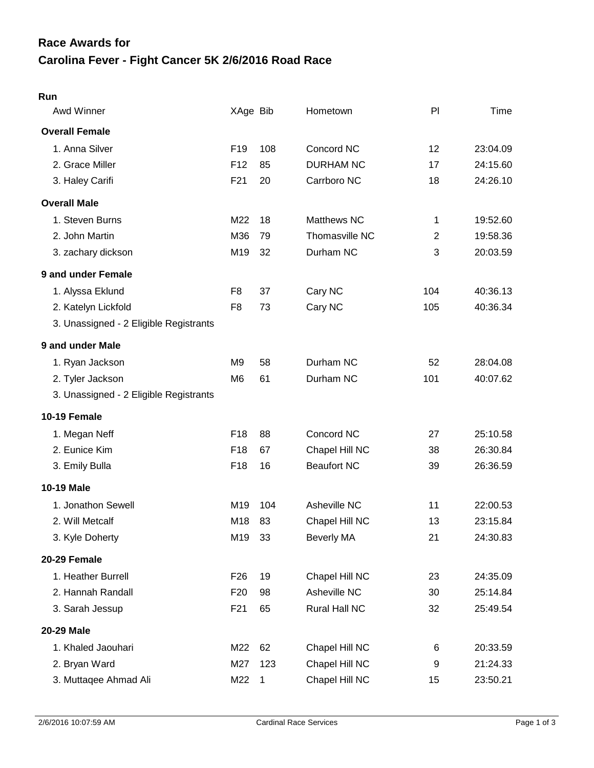# Race Awards for
# Carolina Fever - Fight Cancer 5K 2/6/2016 Road Race

**Run**

| Awd Winner | XAge | Bib | Hometown | Pl | Time |
|---|---|---|---|---|---|
| **Overall Female** | | | | | |
| 1. Anna Silver | F19 | 108 | Concord NC | 12 | 23:04.09 |
| 2. Grace Miller | F12 | 85 | DURHAM NC | 17 | 24:15.60 |
| 3. Haley Carifi | F21 | 20 | Carrboro NC | 18 | 24:26.10 |
| **Overall Male** | | | | | |
| 1. Steven Burns | M22 | 18 | Matthews NC | 1 | 19:52.60 |
| 2. John Martin | M36 | 79 | Thomasville NC | 2 | 19:58.36 |
| 3. zachary dickson | M19 | 32 | Durham NC | 3 | 20:03.59 |
| **9 and under Female** | | | | | |
| 1. Alyssa Eklund | F8 | 37 | Cary NC | 104 | 40:36.13 |
| 2. Katelyn Lickfold | F8 | 73 | Cary NC | 105 | 40:36.34 |
| 3. Unassigned - 2 Eligible Registrants | | | | | |
| **9 and under Male** | | | | | |
| 1. Ryan Jackson | M9 | 58 | Durham NC | 52 | 28:04.08 |
| 2. Tyler Jackson | M6 | 61 | Durham NC | 101 | 40:07.62 |
| 3. Unassigned - 2 Eligible Registrants | | | | | |
| **10-19 Female** | | | | | |
| 1. Megan Neff | F18 | 88 | Concord NC | 27 | 25:10.58 |
| 2. Eunice Kim | F18 | 67 | Chapel Hill NC | 38 | 26:30.84 |
| 3. Emily Bulla | F18 | 16 | Beaufort NC | 39 | 26:36.59 |
| **10-19 Male** | | | | | |
| 1. Jonathon Sewell | M19 | 104 | Asheville NC | 11 | 22:00.53 |
| 2. Will Metcalf | M18 | 83 | Chapel Hill NC | 13 | 23:15.84 |
| 3. Kyle Doherty | M19 | 33 | Beverly MA | 21 | 24:30.83 |
| **20-29 Female** | | | | | |
| 1. Heather Burrell | F26 | 19 | Chapel Hill NC | 23 | 24:35.09 |
| 2. Hannah Randall | F20 | 98 | Asheville NC | 30 | 25:14.84 |
| 3. Sarah Jessup | F21 | 65 | Rural Hall NC | 32 | 25:49.54 |
| **20-29 Male** | | | | | |
| 1. Khaled Jaouhari | M22 | 62 | Chapel Hill NC | 6 | 20:33.59 |
| 2. Bryan Ward | M27 | 123 | Chapel Hill NC | 9 | 21:24.33 |
| 3. Muttaqee Ahmad Ali | M22 | 1 | Chapel Hill NC | 15 | 23:50.21 |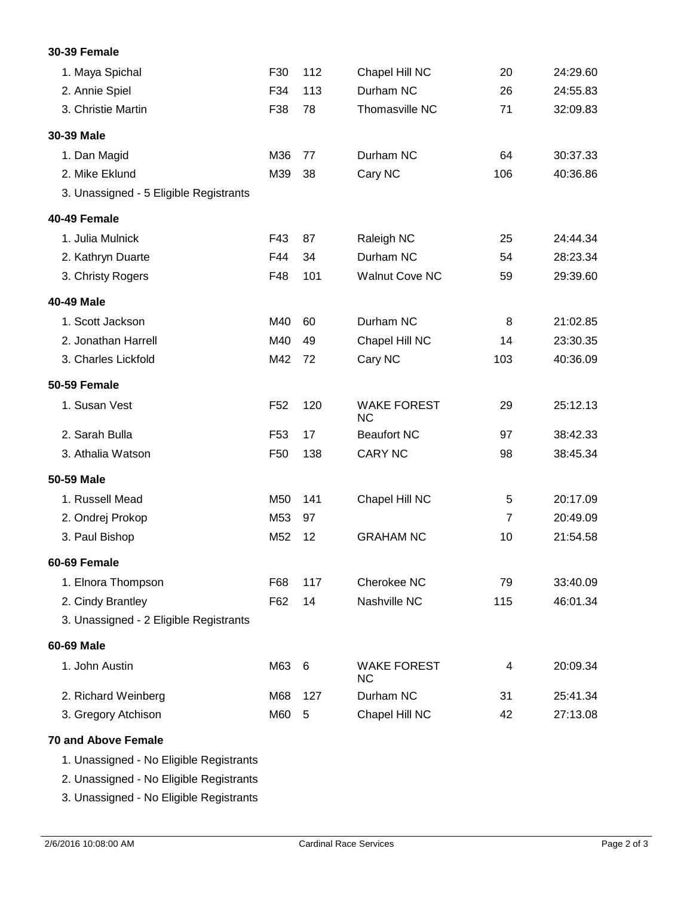**30-39 Female**

| | | | | | |
|---|---|---|---|---|---|
| 1. Maya Spichal | F30 | 112 | Chapel Hill NC | 20 | 24:29.60 |
| 2. Annie Spiel | F34 | 113 | Durham NC | 26 | 24:55.83 |
| 3. Christie Martin | F38 | 78 | Thomasville NC | 71 | 32:09.83 |

**30-39 Male**

| | | | | | |
|---|---|---|---|---|---|
| 1. Dan Magid | M36 | 77 | Durham NC | 64 | 30:37.33 |
| 2. Mike Eklund | M39 | 38 | Cary NC | 106 | 40:36.86 |
| 3. Unassigned - 5 Eligible Registrants | | | | | |

**40-49 Female**

| | | | | | |
|---|---|---|---|---|---|
| 1. Julia Mulnick | F43 | 87 | Raleigh NC | 25 | 24:44.34 |
| 2. Kathryn Duarte | F44 | 34 | Durham NC | 54 | 28:23.34 |
| 3. Christy Rogers | F48 | 101 | Walnut Cove NC | 59 | 29:39.60 |

**40-49 Male**

| | | | | | |
|---|---|---|---|---|---|
| 1. Scott Jackson | M40 | 60 | Durham NC | 8 | 21:02.85 |
| 2. Jonathan Harrell | M40 | 49 | Chapel Hill NC | 14 | 23:30.35 |
| 3. Charles Lickfold | M42 | 72 | Cary NC | 103 | 40:36.09 |

**50-59 Female**

| | | | | | |
|---|---|---|---|---|---|
| 1. Susan Vest | F52 | 120 | WAKE FOREST NC | 29 | 25:12.13 |
| 2. Sarah Bulla | F53 | 17 | Beaufort NC | 97 | 38:42.33 |
| 3. Athalia Watson | F50 | 138 | CARY NC | 98 | 38:45.34 |

**50-59 Male**

| | | | | | |
|---|---|---|---|---|---|
| 1. Russell Mead | M50 | 141 | Chapel Hill NC | 5 | 20:17.09 |
| 2. Ondrej Prokop | M53 | 97 | | 7 | 20:49.09 |
| 3. Paul Bishop | M52 | 12 | GRAHAM NC | 10 | 21:54.58 |

**60-69 Female**

| | | | | | |
|---|---|---|---|---|---|
| 1. Elnora Thompson | F68 | 117 | Cherokee NC | 79 | 33:40.09 |
| 2. Cindy Brantley | F62 | 14 | Nashville NC | 115 | 46:01.34 |
| 3. Unassigned - 2 Eligible Registrants | | | | | |

**60-69 Male**

| | | | | | |
|---|---|---|---|---|---|
| 1. John Austin | M63 | 6 | WAKE FOREST NC | 4 | 20:09.34 |
| 2. Richard Weinberg | M68 | 127 | Durham NC | 31 | 25:41.34 |
| 3. Gregory Atchison | M60 | 5 | Chapel Hill NC | 42 | 27:13.08 |

**70 and Above Female**

1. Unassigned - No Eligible Registrants
2. Unassigned - No Eligible Registrants
3. Unassigned - No Eligible Registrants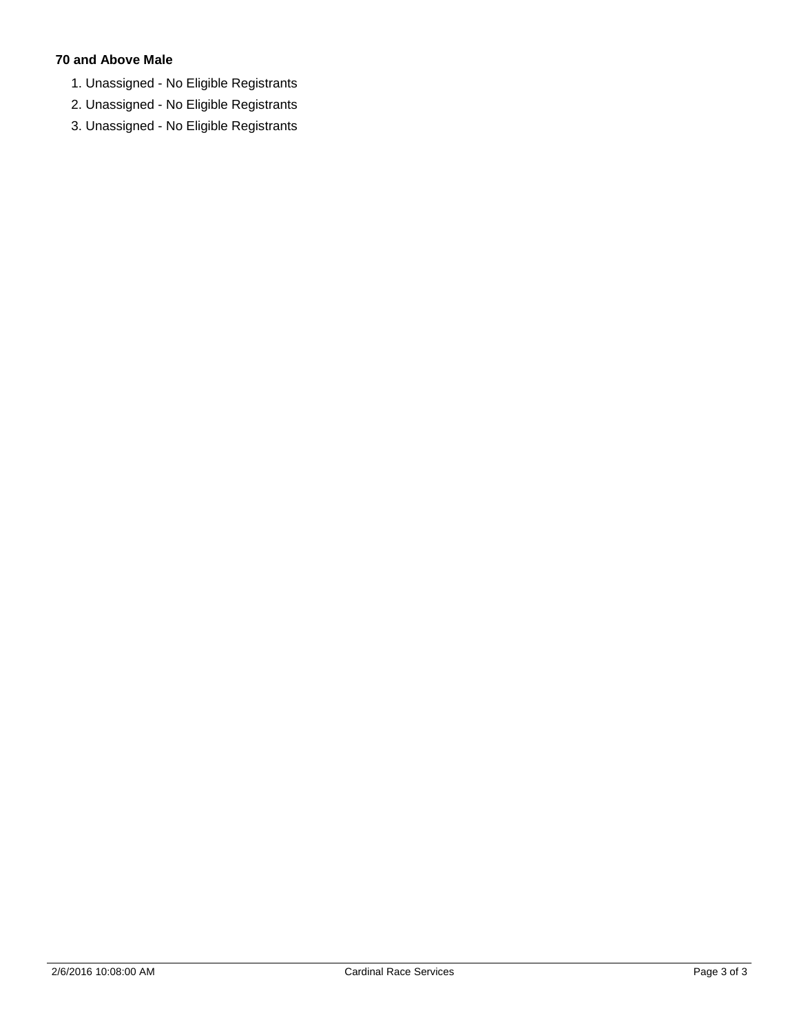**70 and Above Male**

1. Unassigned - No Eligible Registrants
2. Unassigned - No Eligible Registrants
3. Unassigned - No Eligible Registrants